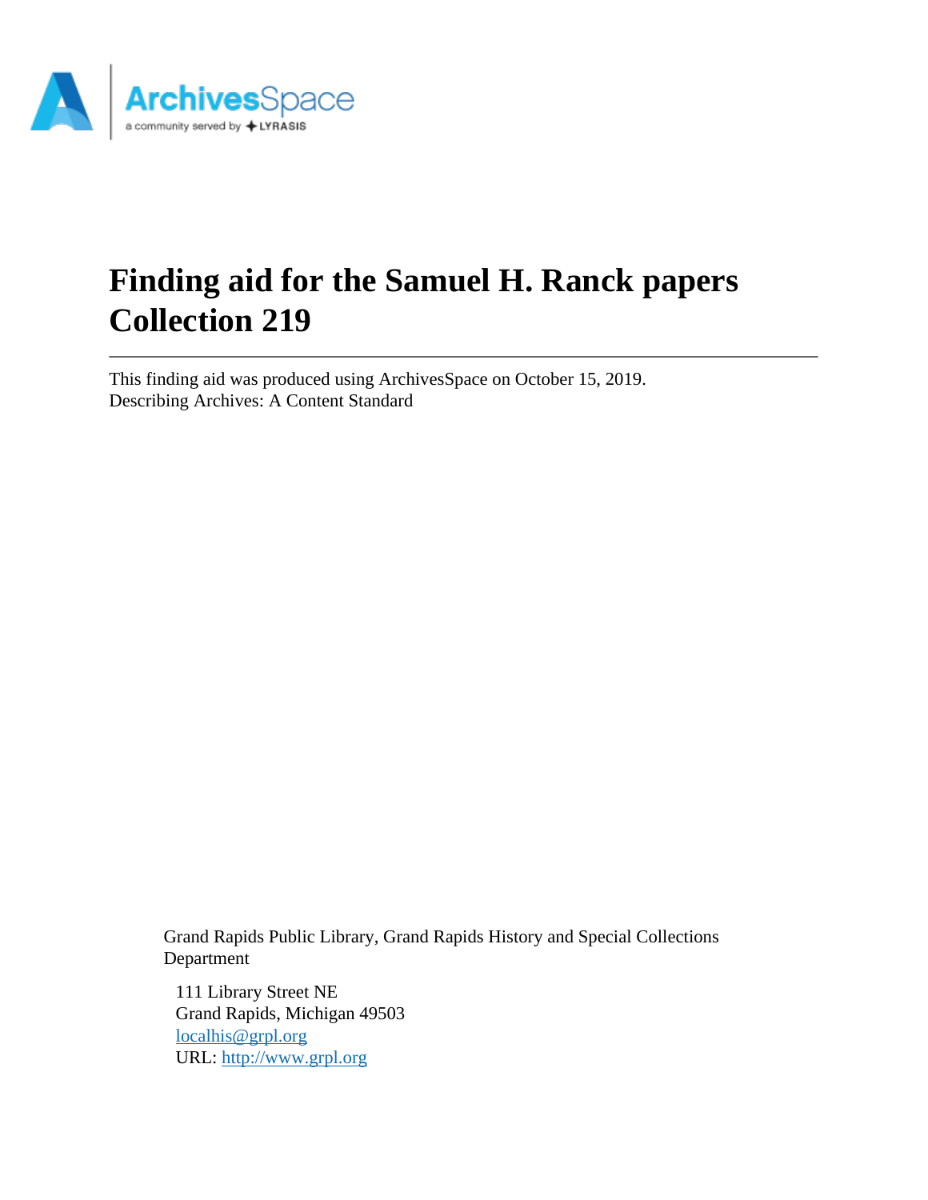# Finding aid for the Samuel H. Ranck papers Collection 219

---

This finding aid was produced using ArchivesSpace on October 15, 2019.
Describing Archives: A Content Standard

Grand Rapids Public Library, Grand Rapids History and Special Collections Department

111 Library Street NE
Grand Rapids, Michigan 49503
[localhis@grpl.org](mailto:localhis@grpl.org)
URL: [http://www.grpl.org](http://www.grpl.org)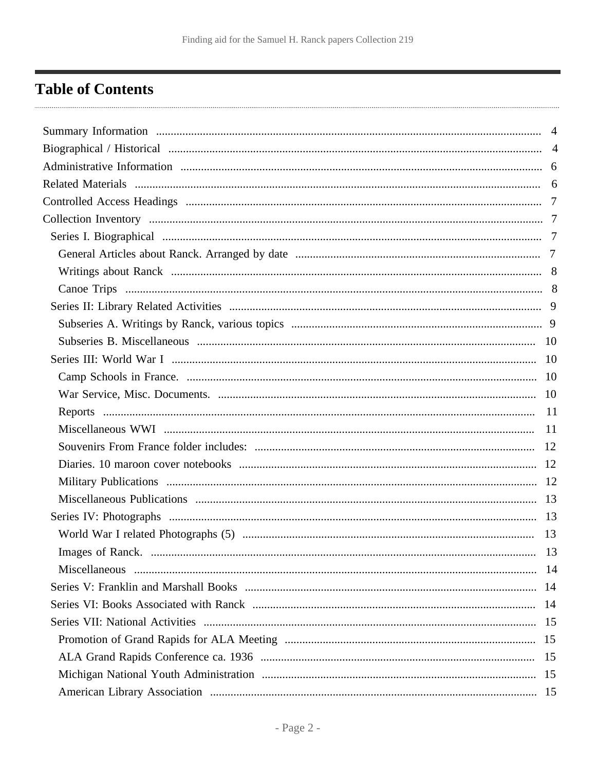# Table of Contents

- Summary Information ..... 4
- Biographical / Historical ..... 4
- Administrative Information ..... 6
- Related Materials ..... 6
- Controlled Access Headings ..... 7
- Collection Inventory ..... 7
  - Series I. Biographical ..... 7
    - General Articles about Ranck. Arranged by date ..... 7
    - Writings about Ranck ..... 8
    - Canoe Trips ..... 8
  - Series II: Library Related Activities ..... 9
    - Subseries A. Writings by Ranck, various topics ..... 9
    - Subseries B. Miscellaneous ..... 10
  - Series III: World War I ..... 10
    - Camp Schools in France. ..... 10
    - War Service, Misc. Documents. ..... 10
    - Reports ..... 11
    - Miscellaneous WWI ..... 11
    - Souvenirs From France folder includes: ..... 12
    - Diaries. 10 maroon cover notebooks ..... 12
    - Military Publications ..... 12
    - Miscellaneous Publications ..... 13
  - Series IV: Photographs ..... 13
    - World War I related Photographs (5) ..... 13
    - Images of Ranck. ..... 13
    - Miscellaneous ..... 14
  - Series V: Franklin and Marshall Books ..... 14
  - Series VI: Books Associated with Ranck ..... 14
  - Series VII: National Activities ..... 15
    - Promotion of Grand Rapids for ALA Meeting ..... 15
    - ALA Grand Rapids Conference ca. 1936 ..... 15
    - Michigan National Youth Administration ..... 15
    - American Library Association ..... 15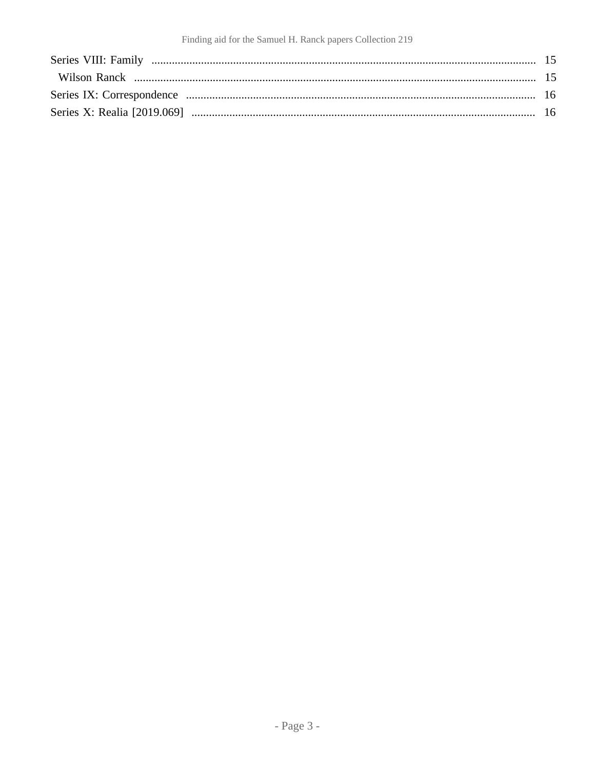Series VIII: Family ........................................................................................................................ 15

  Wilson Ranck ........................................................................................................................ 15

Series IX: Correspondence ........................................................................................................ 16

Series X: Realia [2019.069] ....................................................................................................... 16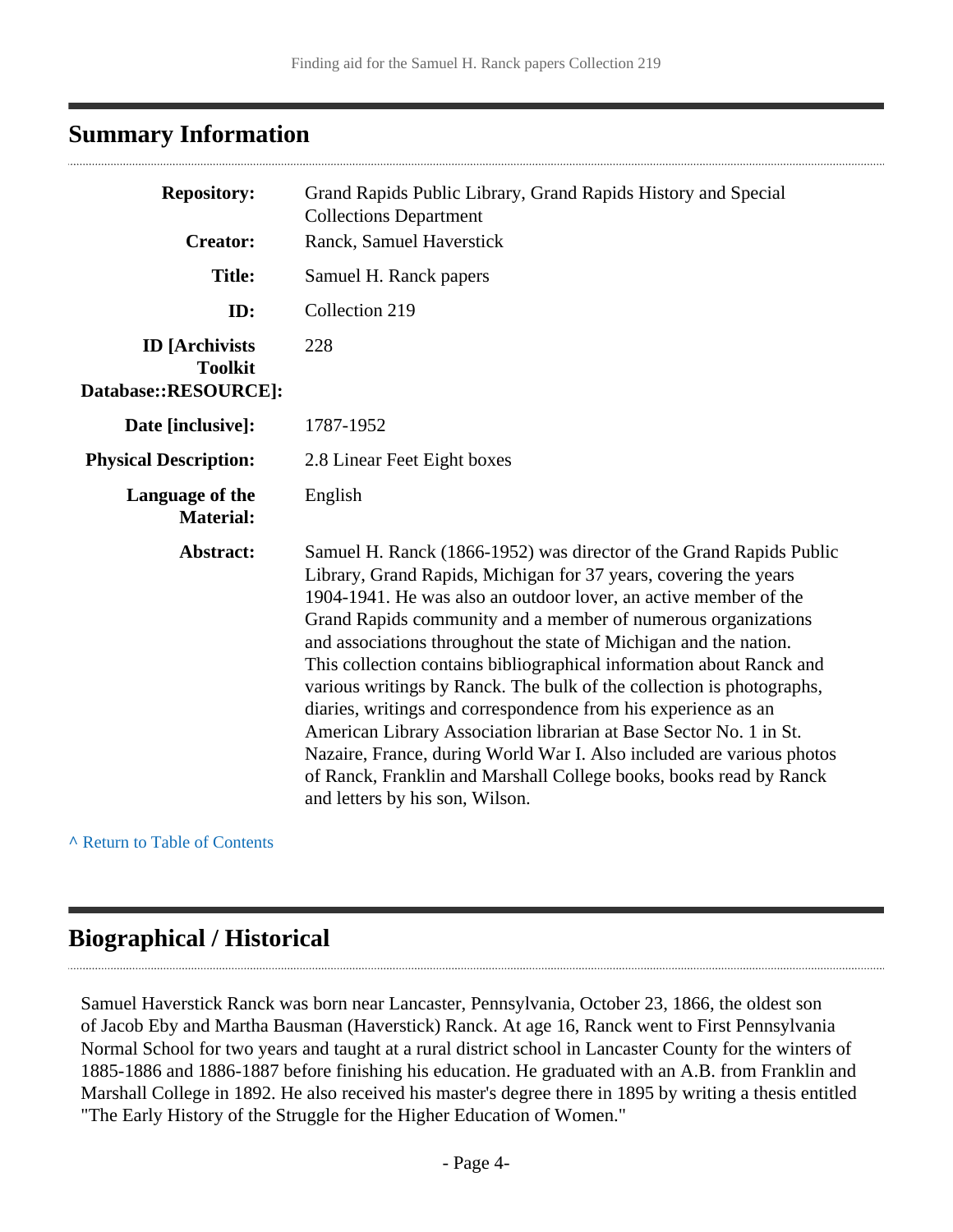## Summary Information

| | |
|---|---|
| **Repository:** | Grand Rapids Public Library, Grand Rapids History and Special Collections Department |
| **Creator:** | Ranck, Samuel Haverstick |
| **Title:** | Samuel H. Ranck papers |
| **ID:** | Collection 219 |
| **ID [Archivists Toolkit Database::RESOURCE]:** | 228 |
| **Date [inclusive]:** | 1787-1952 |
| **Physical Description:** | 2.8 Linear Feet Eight boxes |
| **Language of the Material:** | English |
| **Abstract:** | Samuel H. Ranck (1866-1952) was director of the Grand Rapids Public Library, Grand Rapids, Michigan for 37 years, covering the years 1904-1941. He was also an outdoor lover, an active member of the Grand Rapids community and a member of numerous organizations and associations throughout the state of Michigan and the nation. This collection contains bibliographical information about Ranck and various writings by Ranck. The bulk of the collection is photographs, diaries, writings and correspondence from his experience as an American Library Association librarian at Base Sector No. 1 in St. Nazaire, France, during World War I. Also included are various photos of Ranck, Franklin and Marshall College books, books read by Ranck and letters by his son, Wilson. |

^ Return to Table of Contents

## Biographical / Historical

Samuel Haverstick Ranck was born near Lancaster, Pennsylvania, October 23, 1866, the oldest son of Jacob Eby and Martha Bausman (Haverstick) Ranck. At age 16, Ranck went to First Pennsylvania Normal School for two years and taught at a rural district school in Lancaster County for the winters of 1885-1886 and 1886-1887 before finishing his education. He graduated with an A.B. from Franklin and Marshall College in 1892. He also received his master's degree there in 1895 by writing a thesis entitled "The Early History of the Struggle for the Higher Education of Women."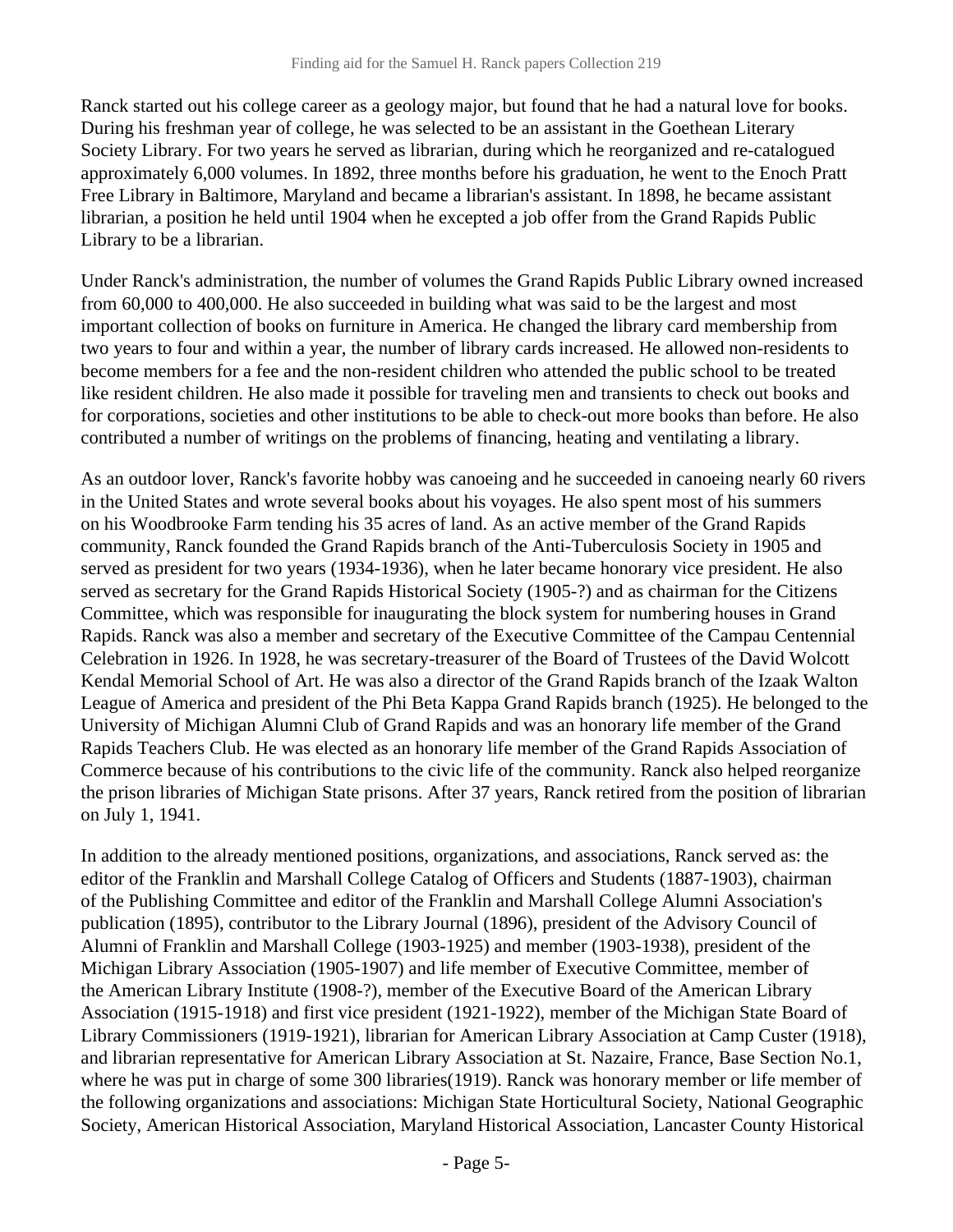Ranck started out his college career as a geology major, but found that he had a natural love for books. During his freshman year of college, he was selected to be an assistant in the Goethean Literary Society Library. For two years he served as librarian, during which he reorganized and re-catalogued approximately 6,000 volumes. In 1892, three months before his graduation, he went to the Enoch Pratt Free Library in Baltimore, Maryland and became a librarian's assistant. In 1898, he became assistant librarian, a position he held until 1904 when he excepted a job offer from the Grand Rapids Public Library to be a librarian.

Under Ranck's administration, the number of volumes the Grand Rapids Public Library owned increased from 60,000 to 400,000. He also succeeded in building what was said to be the largest and most important collection of books on furniture in America. He changed the library card membership from two years to four and within a year, the number of library cards increased. He allowed non-residents to become members for a fee and the non-resident children who attended the public school to be treated like resident children. He also made it possible for traveling men and transients to check out books and for corporations, societies and other institutions to be able to check-out more books than before. He also contributed a number of writings on the problems of financing, heating and ventilating a library.

As an outdoor lover, Ranck's favorite hobby was canoeing and he succeeded in canoeing nearly 60 rivers in the United States and wrote several books about his voyages. He also spent most of his summers on his Woodbrooke Farm tending his 35 acres of land. As an active member of the Grand Rapids community, Ranck founded the Grand Rapids branch of the Anti-Tuberculosis Society in 1905 and served as president for two years (1934-1936), when he later became honorary vice president. He also served as secretary for the Grand Rapids Historical Society (1905-?) and as chairman for the Citizens Committee, which was responsible for inaugurating the block system for numbering houses in Grand Rapids. Ranck was also a member and secretary of the Executive Committee of the Campau Centennial Celebration in 1926. In 1928, he was secretary-treasurer of the Board of Trustees of the David Wolcott Kendal Memorial School of Art. He was also a director of the Grand Rapids branch of the Izaak Walton League of America and president of the Phi Beta Kappa Grand Rapids branch (1925). He belonged to the University of Michigan Alumni Club of Grand Rapids and was an honorary life member of the Grand Rapids Teachers Club. He was elected as an honorary life member of the Grand Rapids Association of Commerce because of his contributions to the civic life of the community. Ranck also helped reorganize the prison libraries of Michigan State prisons. After 37 years, Ranck retired from the position of librarian on July 1, 1941.

In addition to the already mentioned positions, organizations, and associations, Ranck served as: the editor of the Franklin and Marshall College Catalog of Officers and Students (1887-1903), chairman of the Publishing Committee and editor of the Franklin and Marshall College Alumni Association's publication (1895), contributor to the Library Journal (1896), president of the Advisory Council of Alumni of Franklin and Marshall College (1903-1925) and member (1903-1938), president of the Michigan Library Association (1905-1907) and life member of Executive Committee, member of the American Library Institute (1908-?), member of the Executive Board of the American Library Association (1915-1918) and first vice president (1921-1922), member of the Michigan State Board of Library Commissioners (1919-1921), librarian for American Library Association at Camp Custer (1918), and librarian representative for American Library Association at St. Nazaire, France, Base Section No.1, where he was put in charge of some 300 libraries(1919). Ranck was honorary member or life member of the following organizations and associations: Michigan State Horticultural Society, National Geographic Society, American Historical Association, Maryland Historical Association, Lancaster County Historical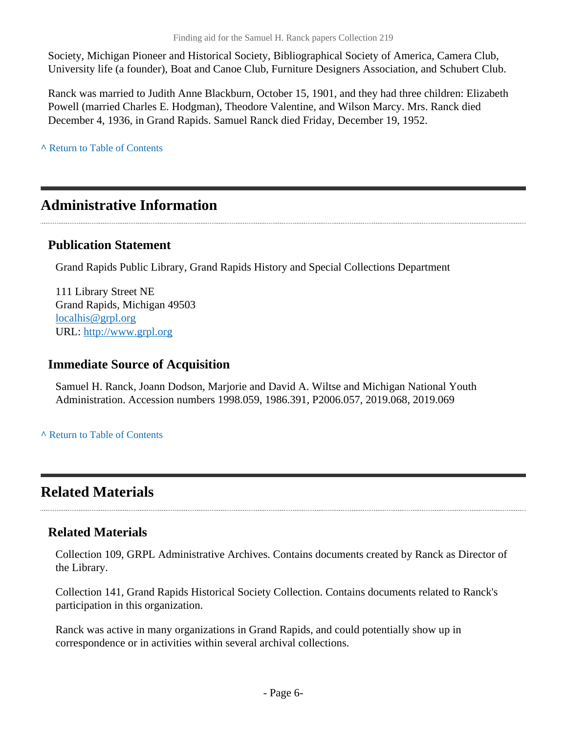Society, Michigan Pioneer and Historical Society, Bibliographical Society of America, Camera Club, University life (a founder), Boat and Canoe Club, Furniture Designers Association, and Schubert Club.

Ranck was married to Judith Anne Blackburn, October 15, 1901, and they had three children: Elizabeth Powell (married Charles E. Hodgman), Theodore Valentine, and Wilson Marcy. Mrs. Ranck died December 4, 1936, in Grand Rapids. Samuel Ranck died Friday, December 19, 1952.

^ Return to Table of Contents

## Administrative Information

### Publication Statement

Grand Rapids Public Library, Grand Rapids History and Special Collections Department

111 Library Street NE
Grand Rapids, Michigan 49503
localhis@grpl.org
URL: http://www.grpl.org

### Immediate Source of Acquisition

Samuel H. Ranck, Joann Dodson, Marjorie and David A. Wiltse and Michigan National Youth Administration. Accession numbers 1998.059, 1986.391, P2006.057, 2019.068, 2019.069

^ Return to Table of Contents

## Related Materials

### Related Materials

Collection 109, GRPL Administrative Archives. Contains documents created by Ranck as Director of the Library.

Collection 141, Grand Rapids Historical Society Collection. Contains documents related to Ranck's participation in this organization.

Ranck was active in many organizations in Grand Rapids, and could potentially show up in correspondence or in activities within several archival collections.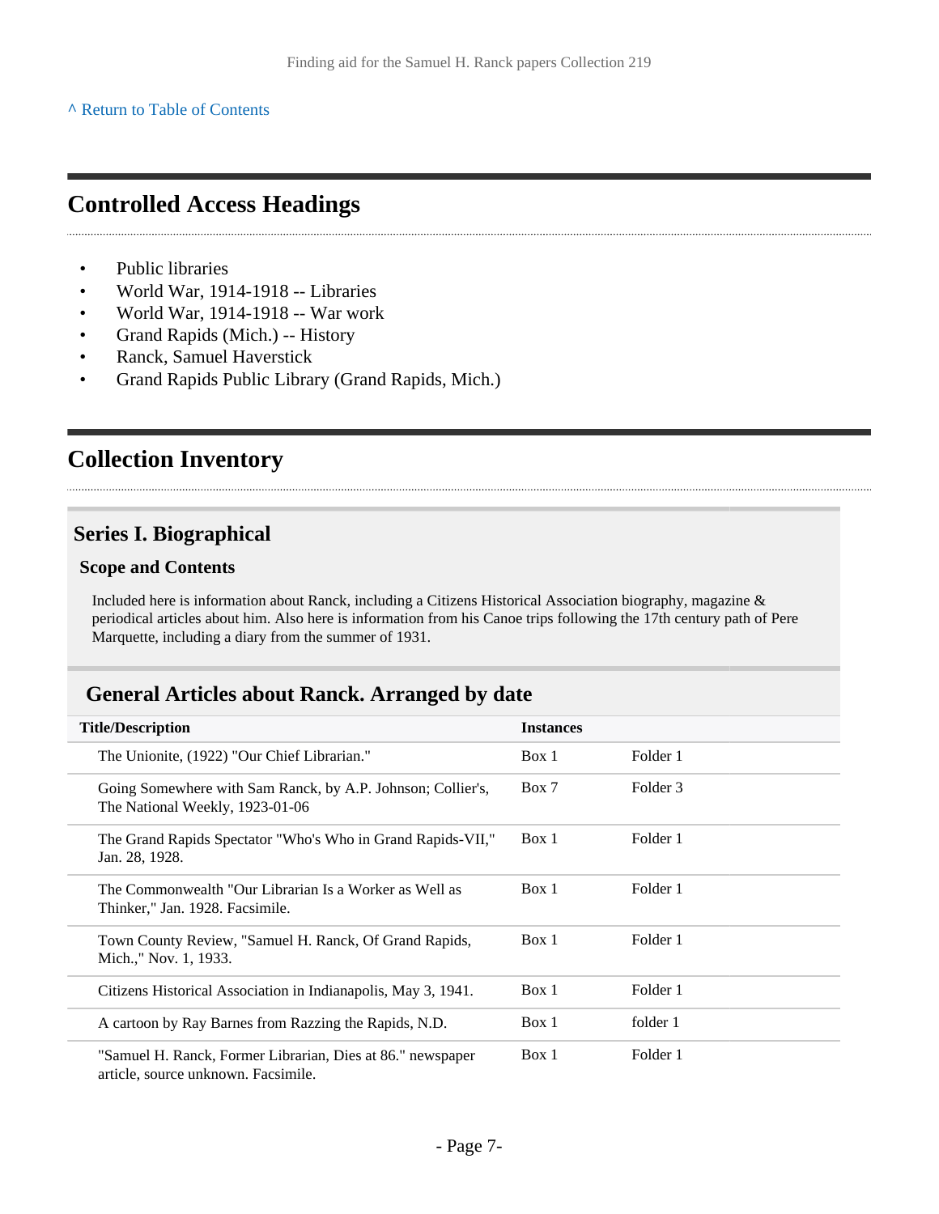^ Return to Table of Contents

## Controlled Access Headings

- Public libraries
- World War, 1914-1918 -- Libraries
- World War, 1914-1918 -- War work
- Grand Rapids (Mich.) -- History
- Ranck, Samuel Haverstick
- Grand Rapids Public Library (Grand Rapids, Mich.)

## Collection Inventory

### Series I. Biographical

#### Scope and Contents

Included here is information about Ranck, including a Citizens Historical Association biography, magazine & periodical articles about him. Also here is information from his Canoe trips following the 17th century path of Pere Marquette, including a diary from the summer of 1931.

### General Articles about Ranck. Arranged by date

| Title/Description | Instances | |
|---|---|---|
| The Unionite, (1922) "Our Chief Librarian." | Box 1 | Folder 1 |
| Going Somewhere with Sam Ranck, by A.P. Johnson; Collier's, The National Weekly, 1923-01-06 | Box 7 | Folder 3 |
| The Grand Rapids Spectator "Who's Who in Grand Rapids-VII," Jan. 28, 1928. | Box 1 | Folder 1 |
| The Commonwealth "Our Librarian Is a Worker as Well as Thinker," Jan. 1928. Facsimile. | Box 1 | Folder 1 |
| Town County Review, "Samuel H. Ranck, Of Grand Rapids, Mich.," Nov. 1, 1933. | Box 1 | Folder 1 |
| Citizens Historical Association in Indianapolis, May 3, 1941. | Box 1 | Folder 1 |
| A cartoon by Ray Barnes from Razzing the Rapids, N.D. | Box 1 | folder 1 |
| "Samuel H. Ranck, Former Librarian, Dies at 86." newspaper article, source unknown. Facsimile. | Box 1 | Folder 1 |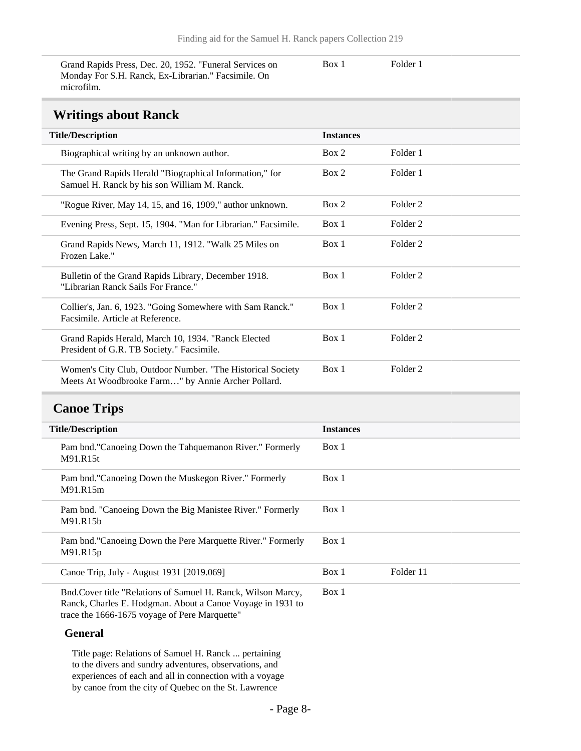| | | |
|---|---|---|
| Grand Rapids Press, Dec. 20, 1952. "Funeral Services on Monday For S.H. Ranck, Ex-Librarian." Facsimile. On microfilm. | Box 1 | Folder 1 |

## Writings about Ranck

| Title/Description | Instances | |
|---|---|---|
| Biographical writing by an unknown author. | Box 2 | Folder 1 |
| The Grand Rapids Herald "Biographical Information," for Samuel H. Ranck by his son William M. Ranck. | Box 2 | Folder 1 |
| "Rogue River, May 14, 15, and 16, 1909," author unknown. | Box 2 | Folder 2 |
| Evening Press, Sept. 15, 1904. "Man for Librarian." Facsimile. | Box 1 | Folder 2 |
| Grand Rapids News, March 11, 1912. "Walk 25 Miles on Frozen Lake." | Box 1 | Folder 2 |
| Bulletin of the Grand Rapids Library, December 1918. "Librarian Ranck Sails For France." | Box 1 | Folder 2 |
| Collier's, Jan. 6, 1923. "Going Somewhere with Sam Ranck." Facsimile. Article at Reference. | Box 1 | Folder 2 |
| Grand Rapids Herald, March 10, 1934. "Ranck Elected President of G.R. TB Society." Facsimile. | Box 1 | Folder 2 |
| Women's City Club, Outdoor Number. "The Historical Society Meets At Woodbrooke Farm…" by Annie Archer Pollard. | Box 1 | Folder 2 |

## Canoe Trips

| Title/Description | Instances | |
|---|---|---|
| Pam bnd."Canoeing Down the Tahquemanon River." Formerly M91.R15t | Box 1 | |
| Pam bnd."Canoeing Down the Muskegon River." Formerly M91.R15m | Box 1 | |
| Pam bnd. "Canoeing Down the Big Manistee River." Formerly M91.R15b | Box 1 | |
| Pam bnd."Canoeing Down the Pere Marquette River." Formerly M91.R15p | Box 1 | |
| Canoe Trip, July - August 1931 [2019.069] | Box 1 | Folder 11 |
| Bnd.Cover title "Relations of Samuel H. Ranck, Wilson Marcy, Ranck, Charles E. Hodgman. About a Canoe Voyage in 1931 to trace the 1666-1675 voyage of Pere Marquette" | Box 1 | |

### General

Title page: Relations of Samuel H. Ranck ... pertaining to the divers and sundry adventures, observations, and experiences of each and all in connection with a voyage by canoe from the city of Quebec on the St. Lawrence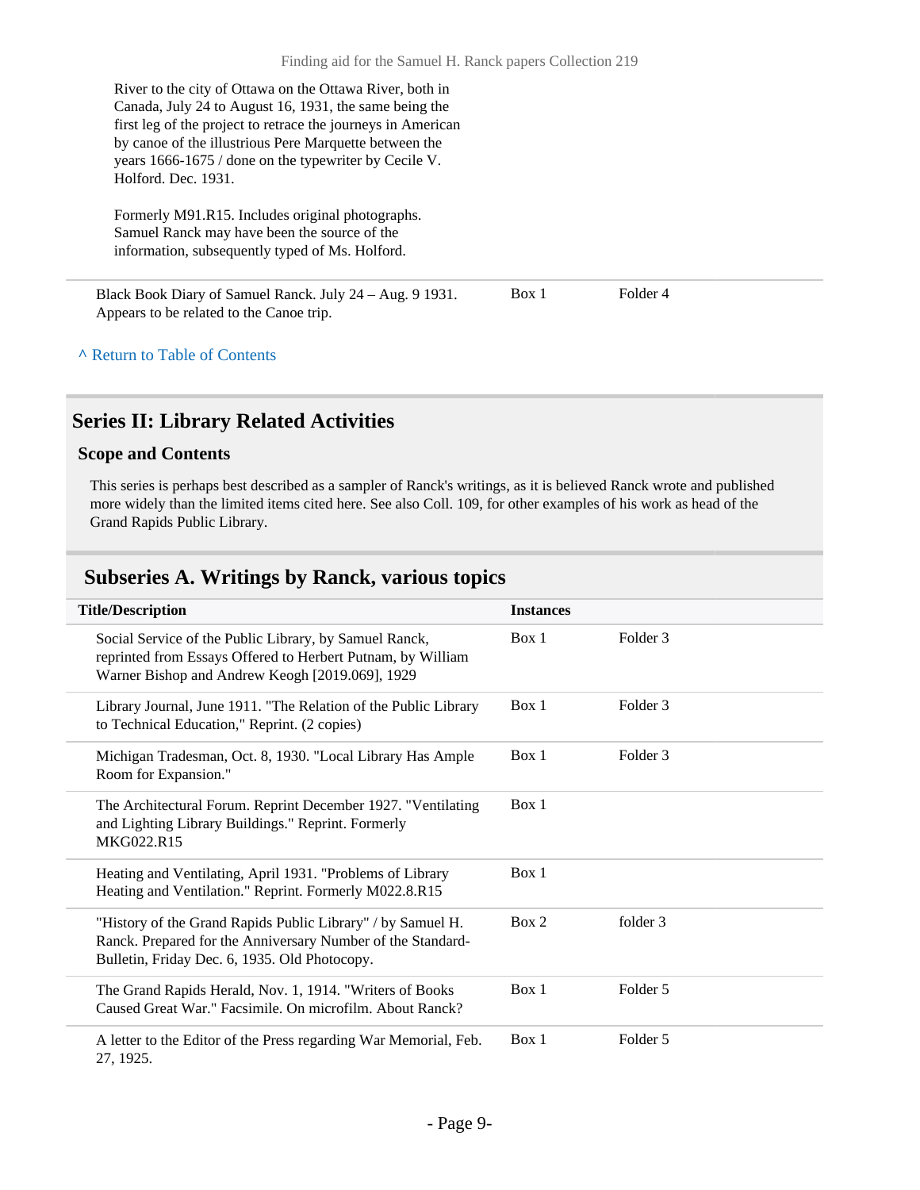River to the city of Ottawa on the Ottawa River, both in Canada, July 24 to August 16, 1931, the same being the first leg of the project to retrace the journeys in American by canoe of the illustrious Pere Marquette between the years 1666-1675 / done on the typewriter by Cecile V. Holford. Dec. 1931.

Formerly M91.R15. Includes original photographs. Samuel Ranck may have been the source of the information, subsequently typed of Ms. Holford.

| | | |
|---|---|---|
| Black Book Diary of Samuel Ranck. July 24 – Aug. 9 1931. Appears to be related to the Canoe trip. | Box 1 | Folder 4 |

^ Return to Table of Contents

## Series II: Library Related Activities

### Scope and Contents

This series is perhaps best described as a sampler of Ranck's writings, as it is believed Ranck wrote and published more widely than the limited items cited here. See also Coll. 109, for other examples of his work as head of the Grand Rapids Public Library.

## Subseries A. Writings by Ranck, various topics

| Title/Description | Instances | |
|---|---|---|
| Social Service of the Public Library, by Samuel Ranck, reprinted from Essays Offered to Herbert Putnam, by William Warner Bishop and Andrew Keogh [2019.069], 1929 | Box 1 | Folder 3 |
| Library Journal, June 1911. "The Relation of the Public Library to Technical Education," Reprint. (2 copies) | Box 1 | Folder 3 |
| Michigan Tradesman, Oct. 8, 1930. "Local Library Has Ample Room for Expansion." | Box 1 | Folder 3 |
| The Architectural Forum. Reprint December 1927. "Ventilating and Lighting Library Buildings." Reprint. Formerly MKG022.R15 | Box 1 | |
| Heating and Ventilating, April 1931. "Problems of Library Heating and Ventilation." Reprint. Formerly M022.8.R15 | Box 1 | |
| "History of the Grand Rapids Public Library" / by Samuel H. Ranck. Prepared for the Anniversary Number of the Standard-Bulletin, Friday Dec. 6, 1935. Old Photocopy. | Box 2 | folder 3 |
| The Grand Rapids Herald, Nov. 1, 1914. "Writers of Books Caused Great War." Facsimile. On microfilm. About Ranck? | Box 1 | Folder 5 |
| A letter to the Editor of the Press regarding War Memorial, Feb. 27, 1925. | Box 1 | Folder 5 |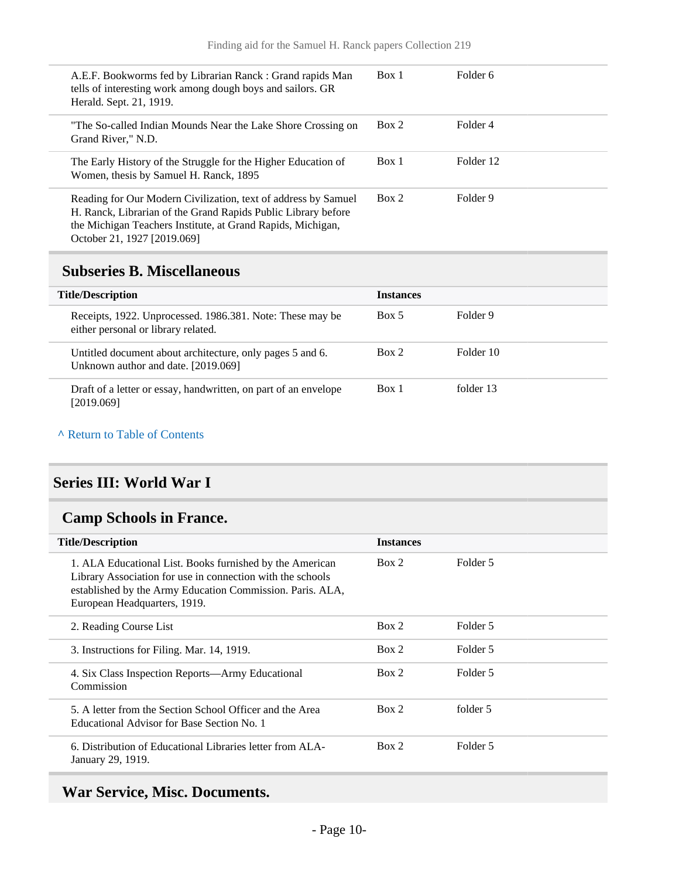| | | |
|---|---|---|
| A.E.F. Bookworms fed by Librarian Ranck : Grand rapids Man tells of interesting work among dough boys and sailors. GR Herald. Sept. 21, 1919. | Box 1 | Folder 6 |
| "The So-called Indian Mounds Near the Lake Shore Crossing on Grand River," N.D. | Box 2 | Folder 4 |
| The Early History of the Struggle for the Higher Education of Women, thesis by Samuel H. Ranck, 1895 | Box 1 | Folder 12 |
| Reading for Our Modern Civilization, text of address by Samuel H. Ranck, Librarian of the Grand Rapids Public Library before the Michigan Teachers Institute, at Grand Rapids, Michigan, October 21, 1927 [2019.069] | Box 2 | Folder 9 |

### Subseries B. Miscellaneous

| Title/Description | Instances | |
|---|---|---|
| Receipts, 1922. Unprocessed. 1986.381. Note: These may be either personal or library related. | Box 5 | Folder 9 |
| Untitled document about architecture, only pages 5 and 6. Unknown author and date. [2019.069] | Box 2 | Folder 10 |
| Draft of a letter or essay, handwritten, on part of an envelope [2019.069] | Box 1 | folder 13 |

^ Return to Table of Contents

## Series III: World War I

### Camp Schools in France.

| Title/Description | Instances | |
|---|---|---|
| 1. ALA Educational List. Books furnished by the American Library Association for use in connection with the schools established by the Army Education Commission. Paris. ALA, European Headquarters, 1919. | Box 2 | Folder 5 |
| 2. Reading Course List | Box 2 | Folder 5 |
| 3. Instructions for Filing. Mar. 14, 1919. | Box 2 | Folder 5 |
| 4. Six Class Inspection Reports—Army Educational Commission | Box 2 | Folder 5 |
| 5. A letter from the Section School Officer and the Area Educational Advisor for Base Section No. 1 | Box 2 | folder 5 |
| 6. Distribution of Educational Libraries letter from ALA- January 29, 1919. | Box 2 | Folder 5 |

### War Service, Misc. Documents.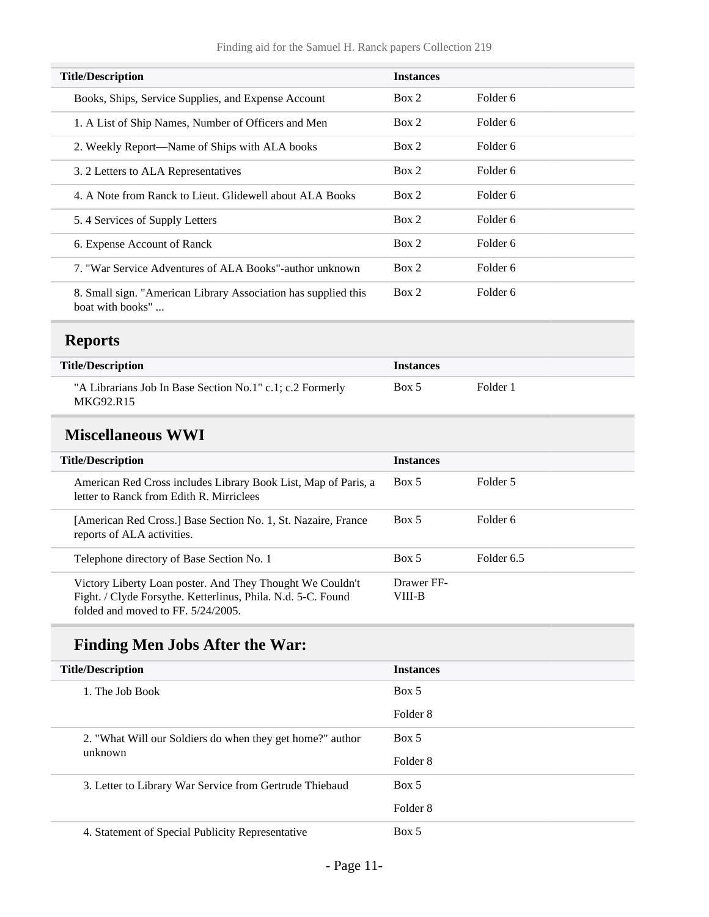| Title/Description | Instances | |
|---|---|---|
| Books, Ships, Service Supplies, and Expense Account | Box 2 | Folder 6 |
| 1. A List of Ship Names, Number of Officers and Men | Box 2 | Folder 6 |
| 2. Weekly Report—Name of Ships with ALA books | Box 2 | Folder 6 |
| 3. 2 Letters to ALA Representatives | Box 2 | Folder 6 |
| 4. A Note from Ranck to Lieut. Glidewell about ALA Books | Box 2 | Folder 6 |
| 5. 4 Services of Supply Letters | Box 2 | Folder 6 |
| 6. Expense Account of Ranck | Box 2 | Folder 6 |
| 7. "War Service Adventures of ALA Books"-author unknown | Box 2 | Folder 6 |
| 8. Small sign. "American Library Association has supplied this boat with books" ... | Box 2 | Folder 6 |

## Reports

| Title/Description | Instances | |
|---|---|---|
| "A Librarians Job In Base Section No.1" c.1; c.2 Formerly MKG92.R15 | Box 5 | Folder 1 |

## Miscellaneous WWI

| Title/Description | Instances | |
|---|---|---|
| American Red Cross includes Library Book List, Map of Paris, a letter to Ranck from Edith R. Mirriclees | Box 5 | Folder 5 |
| [American Red Cross.] Base Section No. 1, St. Nazaire, France reports of ALA activities. | Box 5 | Folder 6 |
| Telephone directory of Base Section No. 1 | Box 5 | Folder 6.5 |
| Victory Liberty Loan poster. And They Thought We Couldn't Fight. / Clyde Forsythe. Ketterlinus, Phila. N.d. 5-C. Found folded and moved to FF. 5/24/2005. | Drawer FF-VIII-B | |

## Finding Men Jobs After the War:

| Title/Description | Instances |
|---|---|
| 1. The Job Book | Box 5 |
| | Folder 8 |
| 2. "What Will our Soldiers do when they get home?" author unknown | Box 5 |
| | Folder 8 |
| 3. Letter to Library War Service from Gertrude Thiebaud | Box 5 |
| | Folder 8 |
| 4. Statement of Special Publicity Representative | Box 5 |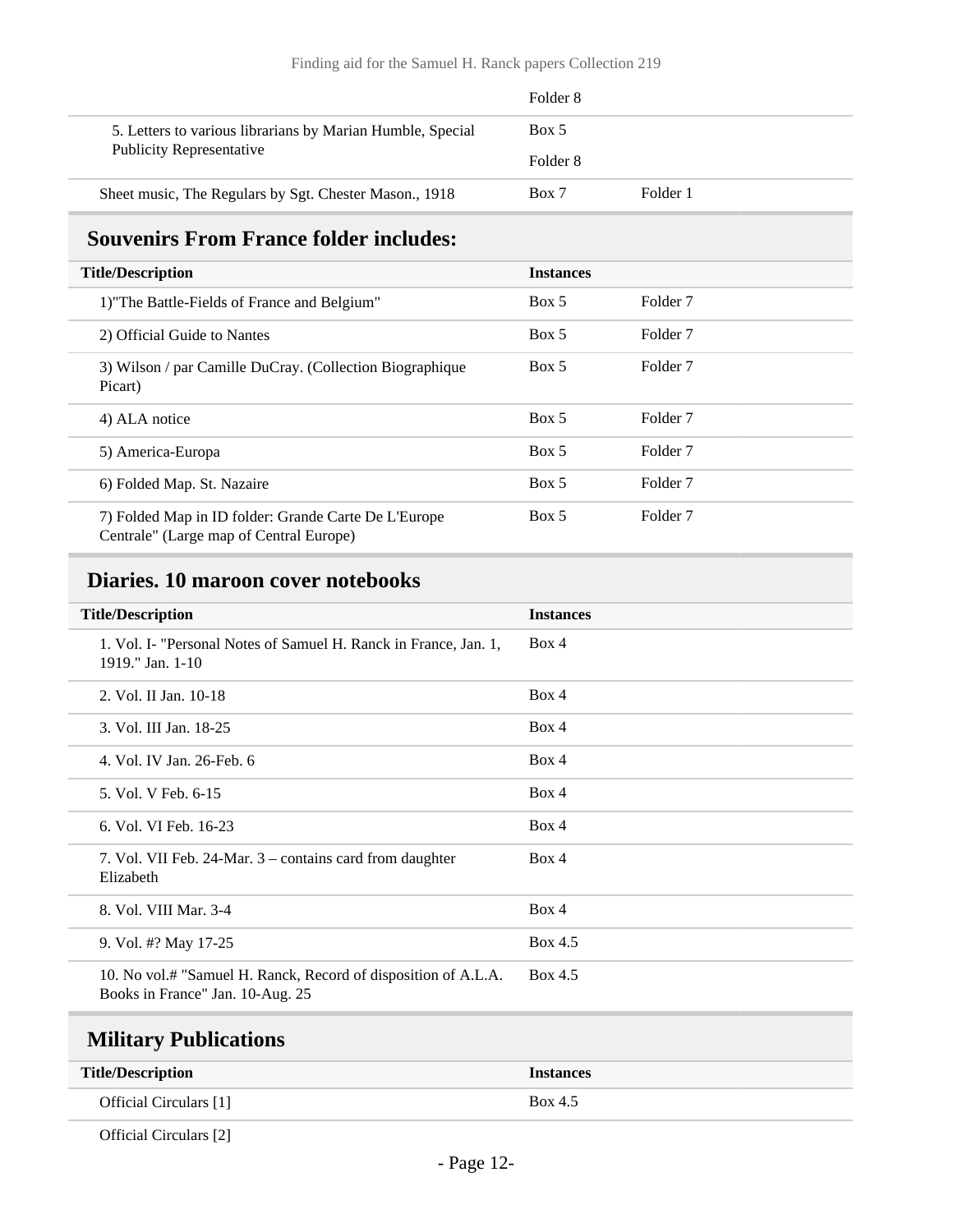| | | |
|---|---|---|
| | Folder 8 | |
| 5. Letters to various librarians by Marian Humble, Special Publicity Representative | Box 5 | |
| | Folder 8 | |
| Sheet music, The Regulars by Sgt. Chester Mason., 1918 | Box 7 | Folder 1 |

## Souvenirs From France folder includes:

| Title/Description | Instances | |
|---|---|---|
| 1)"The Battle-Fields of France and Belgium" | Box 5 | Folder 7 |
| 2) Official Guide to Nantes | Box 5 | Folder 7 |
| 3) Wilson / par Camille DuCray. (Collection Biographique Picart) | Box 5 | Folder 7 |
| 4) ALA notice | Box 5 | Folder 7 |
| 5) America-Europa | Box 5 | Folder 7 |
| 6) Folded Map. St. Nazaire | Box 5 | Folder 7 |
| 7) Folded Map in ID folder: Grande Carte De L'Europe Centrale" (Large map of Central Europe) | Box 5 | Folder 7 |

## Diaries. 10 maroon cover notebooks

| Title/Description | Instances |
|---|---|
| 1. Vol. I- "Personal Notes of Samuel H. Ranck in France, Jan. 1, 1919." Jan. 1-10 | Box 4 |
| 2. Vol. II Jan. 10-18 | Box 4 |
| 3. Vol. III Jan. 18-25 | Box 4 |
| 4. Vol. IV Jan. 26-Feb. 6 | Box 4 |
| 5. Vol. V Feb. 6-15 | Box 4 |
| 6. Vol. VI Feb. 16-23 | Box 4 |
| 7. Vol. VII Feb. 24-Mar. 3 – contains card from daughter Elizabeth | Box 4 |
| 8. Vol. VIII Mar. 3-4 | Box 4 |
| 9. Vol. #? May 17-25 | Box 4.5 |
| 10. No vol.# "Samuel H. Ranck, Record of disposition of A.L.A. Books in France" Jan. 10-Aug. 25 | Box 4.5 |

## Military Publications

| Title/Description | Instances |
|---|---|
| Official Circulars [1] | Box 4.5 |
| Official Circulars [2] | |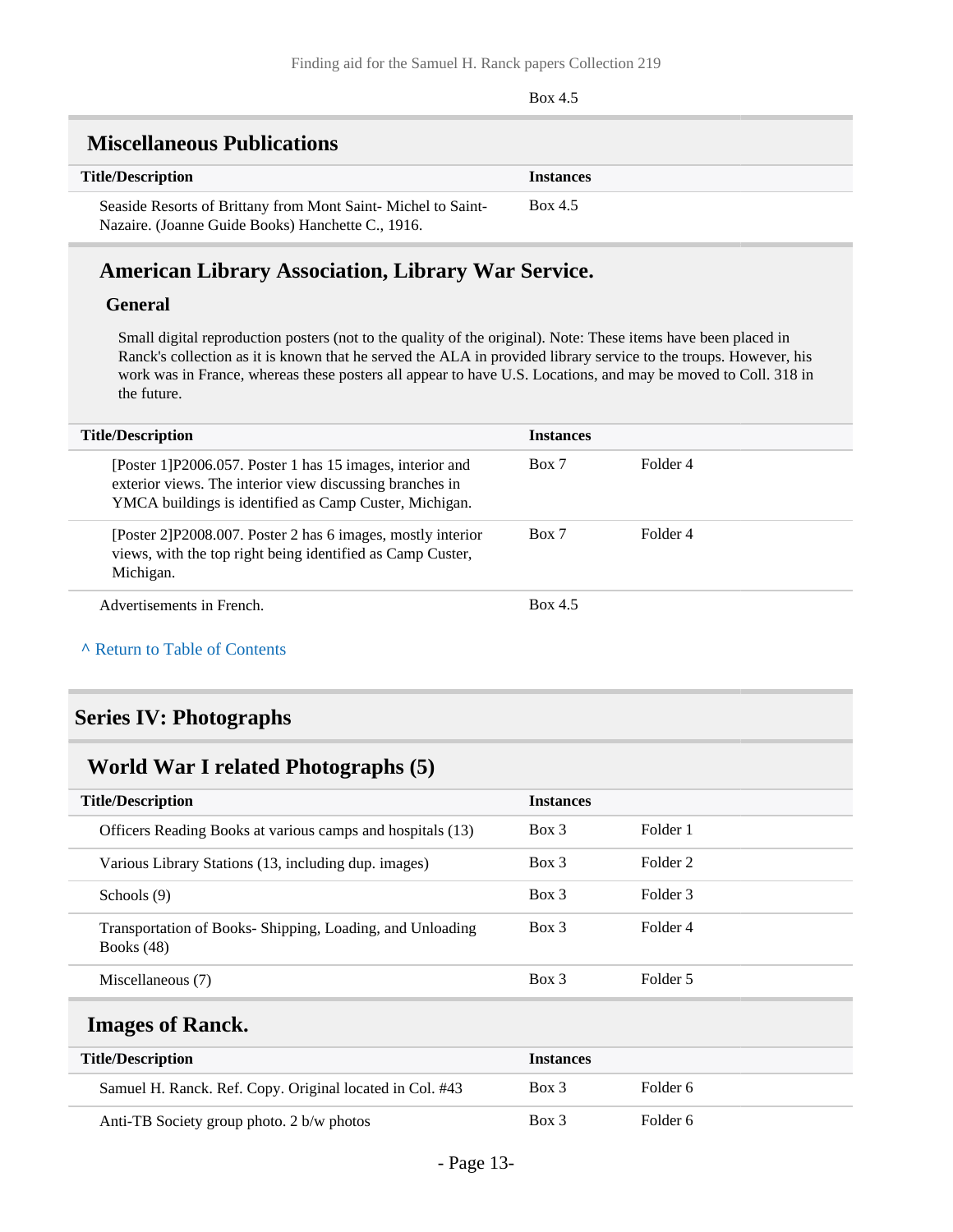| | Box 4.5 |
|---|---|

## Miscellaneous Publications

| Title/Description | Instances |
|---|---|
| Seaside Resorts of Brittany from Mont Saint- Michel to Saint-Nazaire. (Joanne Guide Books) Hanchette C., 1916. | Box 4.5 |

### American Library Association, Library War Service.

#### General

Small digital reproduction posters (not to the quality of the original). Note: These items have been placed in Ranck's collection as it is known that he served the ALA in provided library service to the troups. However, his work was in France, whereas these posters all appear to have U.S. Locations, and may be moved to Coll. 318 in the future.

| Title/Description | Instances | |
|---|---|---|
| [Poster 1]P2006.057. Poster 1 has 15 images, interior and exterior views. The interior view discussing branches in YMCA buildings is identified as Camp Custer, Michigan. | Box 7 | Folder 4 |
| [Poster 2]P2008.007. Poster 2 has 6 images, mostly interior views, with the top right being identified as Camp Custer, Michigan. | Box 7 | Folder 4 |
| Advertisements in French. | Box 4.5 | |

^ Return to Table of Contents

# Series IV: Photographs

## World War I related Photographs (5)

| Title/Description | Instances | |
|---|---|---|
| Officers Reading Books at various camps and hospitals (13) | Box 3 | Folder 1 |
| Various Library Stations (13, including dup. images) | Box 3 | Folder 2 |
| Schools (9) | Box 3 | Folder 3 |
| Transportation of Books- Shipping, Loading, and Unloading Books (48) | Box 3 | Folder 4 |
| Miscellaneous (7) | Box 3 | Folder 5 |

## Images of Ranck.

| Title/Description | Instances | |
|---|---|---|
| Samuel H. Ranck. Ref. Copy. Original located in Col. #43 | Box 3 | Folder 6 |
| Anti-TB Society group photo. 2 b/w photos | Box 3 | Folder 6 |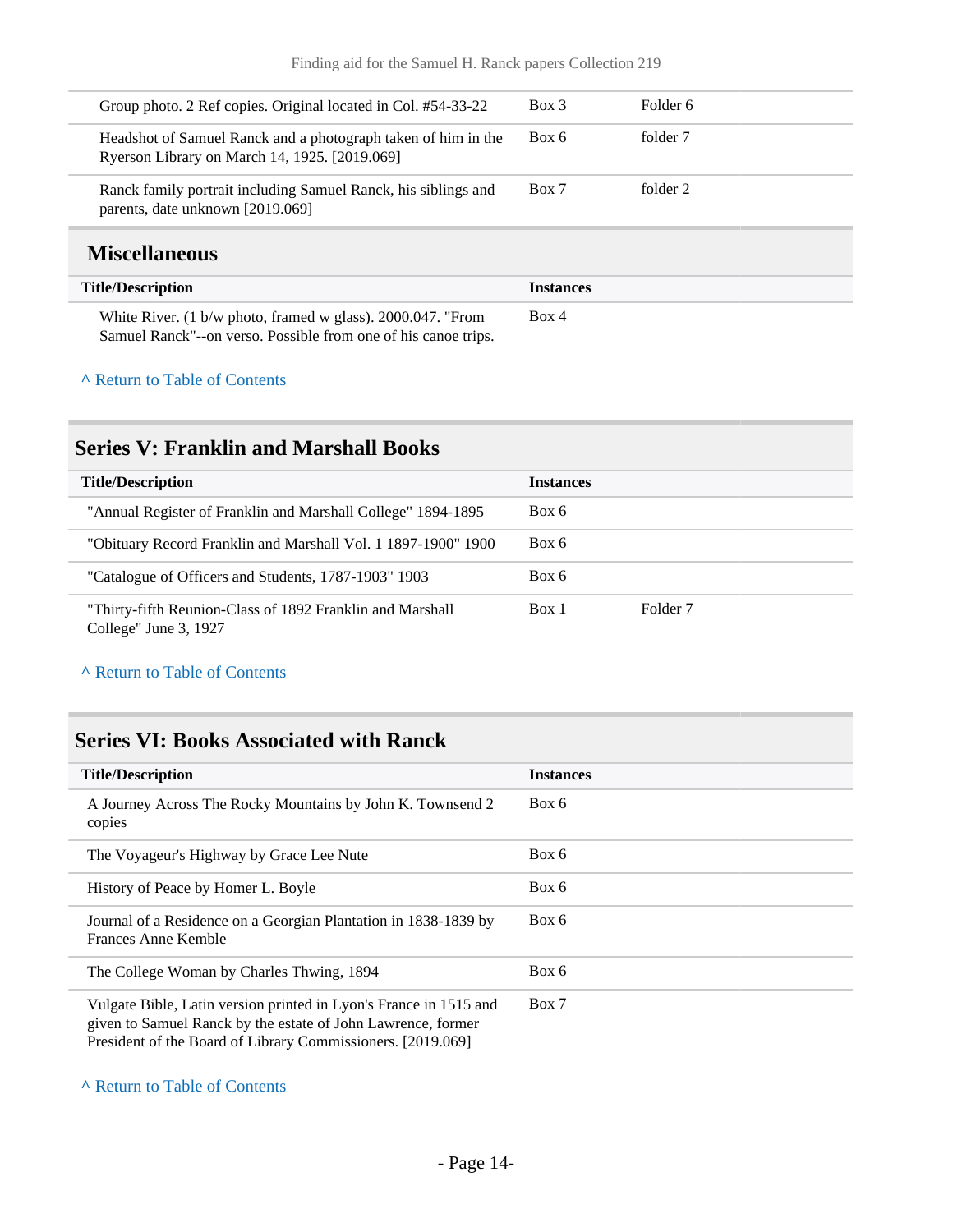| | | |
|---|---|---|
| Group photo. 2 Ref copies. Original located in Col. #54-33-22 | Box 3 | Folder 6 |
| Headshot of Samuel Ranck and a photograph taken of him in the Ryerson Library on March 14, 1925. [2019.069] | Box 6 | folder 7 |
| Ranck family portrait including Samuel Ranck, his siblings and parents, date unknown [2019.069] | Box 7 | folder 2 |

### Miscellaneous

| Title/Description | Instances | |
|---|---|---|
| White River. (1 b/w photo, framed w glass). 2000.047. "From Samuel Ranck"--on verso. Possible from one of his canoe trips. | Box 4 | |

^ Return to Table of Contents

## Series V: Franklin and Marshall Books

| Title/Description | Instances | |
|---|---|---|
| "Annual Register of Franklin and Marshall College" 1894-1895 | Box 6 | |
| "Obituary Record Franklin and Marshall Vol. 1 1897-1900" 1900 | Box 6 | |
| "Catalogue of Officers and Students, 1787-1903" 1903 | Box 6 | |
| "Thirty-fifth Reunion-Class of 1892 Franklin and Marshall College" June 3, 1927 | Box 1 | Folder 7 |

^ Return to Table of Contents

## Series VI: Books Associated with Ranck

| Title/Description | Instances |
|---|---|
| A Journey Across The Rocky Mountains by John K. Townsend 2 copies | Box 6 |
| The Voyageur's Highway by Grace Lee Nute | Box 6 |
| History of Peace by Homer L. Boyle | Box 6 |
| Journal of a Residence on a Georgian Plantation in 1838-1839 by Frances Anne Kemble | Box 6 |
| The College Woman by Charles Thwing, 1894 | Box 6 |
| Vulgate Bible, Latin version printed in Lyon's France in 1515 and given to Samuel Ranck by the estate of John Lawrence, former President of the Board of Library Commissioners. [2019.069] | Box 7 |

^ Return to Table of Contents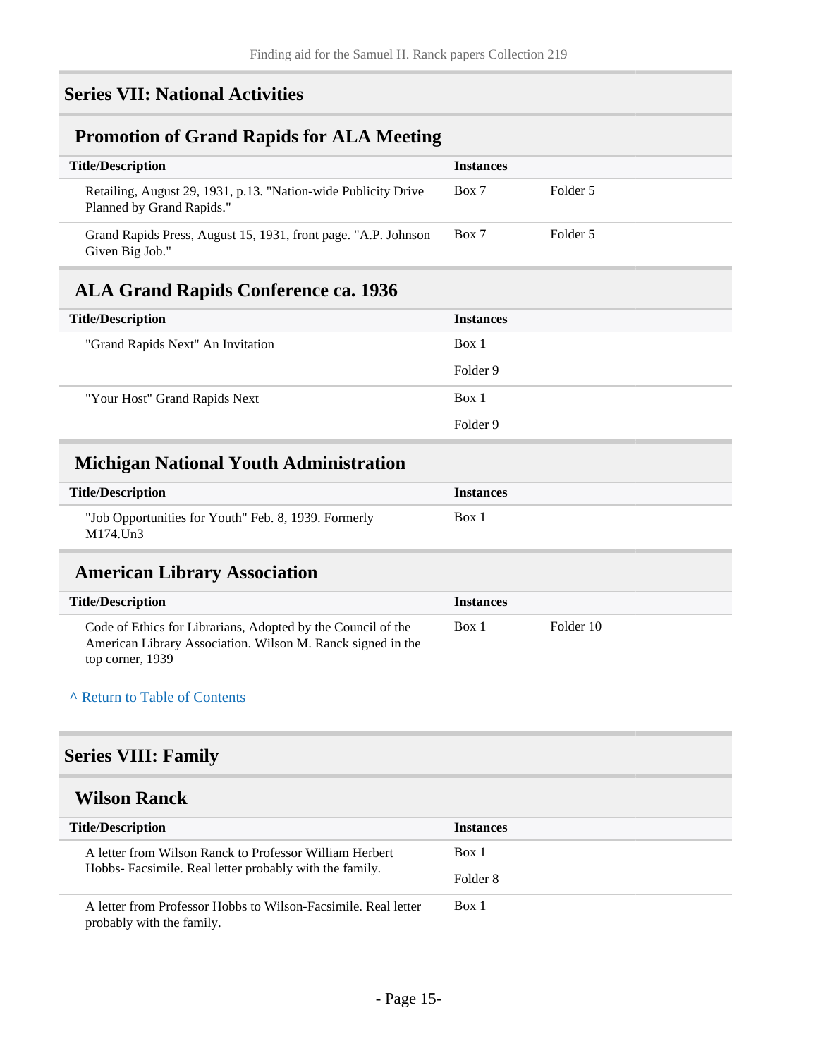## Series VII: National Activities

### Promotion of Grand Rapids for ALA Meeting

| Title/Description | Instances | |
|---|---|---|
| Retailing, August 29, 1931, p.13. "Nation-wide Publicity Drive Planned by Grand Rapids." | Box 7 | Folder 5 |
| Grand Rapids Press, August 15, 1931, front page. "A.P. Johnson Given Big Job." | Box 7 | Folder 5 |

### ALA Grand Rapids Conference ca. 1936

| Title/Description | Instances |
|---|---|
| "Grand Rapids Next" An Invitation | Box 1<br>Folder 9 |
| "Your Host" Grand Rapids Next | Box 1<br>Folder 9 |

### Michigan National Youth Administration

| Title/Description | Instances |
|---|---|
| "Job Opportunities for Youth" Feb. 8, 1939. Formerly M174.Un3 | Box 1 |

### American Library Association

| Title/Description | Instances | |
|---|---|---|
| Code of Ethics for Librarians, Adopted by the Council of the American Library Association. Wilson M. Ranck signed in the top corner, 1939 | Box 1 | Folder 10 |

^ Return to Table of Contents

## Series VIII: Family

### Wilson Ranck

| Title/Description | Instances |
|---|---|
| A letter from Wilson Ranck to Professor William Herbert Hobbs- Facsimile. Real letter probably with the family. | Box 1<br>Folder 8 |
| A letter from Professor Hobbs to Wilson-Facsimile. Real letter probably with the family. | Box 1 |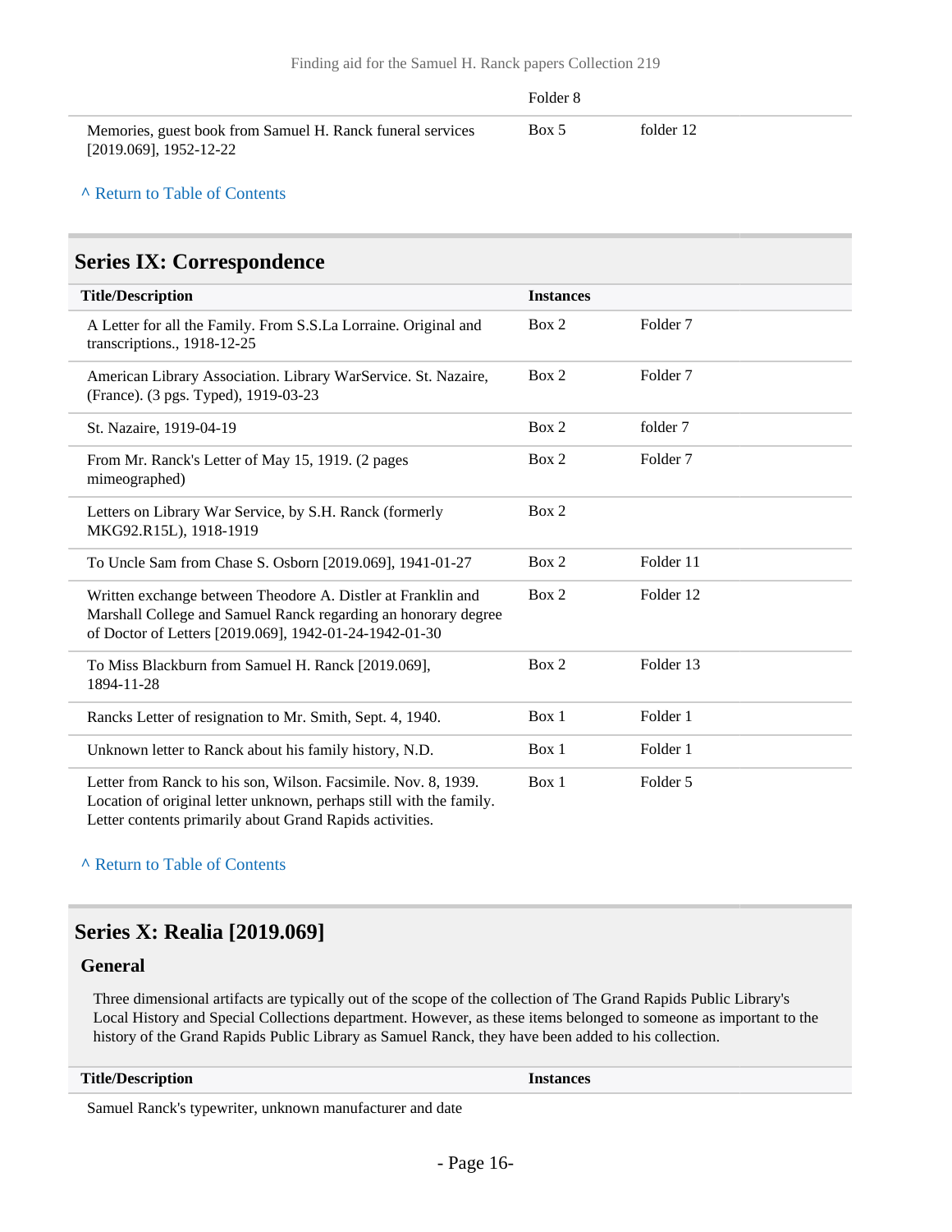| | Folder 8 | |
|---|---|---|
| Memories, guest book from Samuel H. Ranck funeral services [2019.069], 1952-12-22 | Box 5 | folder 12 |

^ Return to Table of Contents

## Series IX: Correspondence

| Title/Description | Instances | |
|---|---|---|
| A Letter for all the Family. From S.S.La Lorraine. Original and transcriptions., 1918-12-25 | Box 2 | Folder 7 |
| American Library Association. Library WarService. St. Nazaire, (France). (3 pgs. Typed), 1919-03-23 | Box 2 | Folder 7 |
| St. Nazaire, 1919-04-19 | Box 2 | folder 7 |
| From Mr. Ranck's Letter of May 15, 1919. (2 pages mimeographed) | Box 2 | Folder 7 |
| Letters on Library War Service, by S.H. Ranck (formerly MKG92.R15L), 1918-1919 | Box 2 | |
| To Uncle Sam from Chase S. Osborn [2019.069], 1941-01-27 | Box 2 | Folder 11 |
| Written exchange between Theodore A. Distler at Franklin and Marshall College and Samuel Ranck regarding an honorary degree of Doctor of Letters [2019.069], 1942-01-24-1942-01-30 | Box 2 | Folder 12 |
| To Miss Blackburn from Samuel H. Ranck [2019.069], 1894-11-28 | Box 2 | Folder 13 |
| Rancks Letter of resignation to Mr. Smith, Sept. 4, 1940. | Box 1 | Folder 1 |
| Unknown letter to Ranck about his family history, N.D. | Box 1 | Folder 1 |
| Letter from Ranck to his son, Wilson. Facsimile. Nov. 8, 1939. Location of original letter unknown, perhaps still with the family. Letter contents primarily about Grand Rapids activities. | Box 1 | Folder 5 |

^ Return to Table of Contents

## Series X: Realia [2019.069]

### General

Three dimensional artifacts are typically out of the scope of the collection of The Grand Rapids Public Library's Local History and Special Collections department. However, as these items belonged to someone as important to the history of the Grand Rapids Public Library as Samuel Ranck, they have been added to his collection.

| Title/Description | Instances |
|---|---|
| Samuel Ranck's typewriter, unknown manufacturer and date | |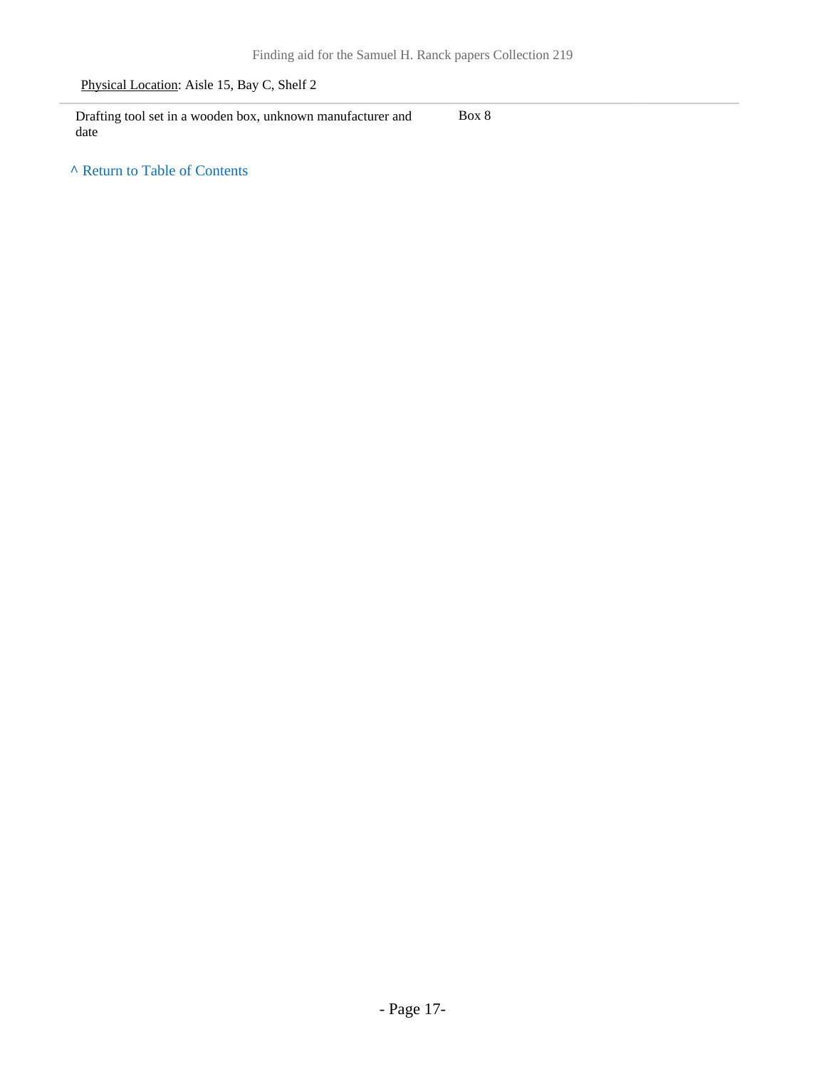Physical Location: Aisle 15, Bay C, Shelf 2

| | |
|---|---|
| Drafting tool set in a wooden box, unknown manufacturer and date | Box 8 |

^ Return to Table of Contents